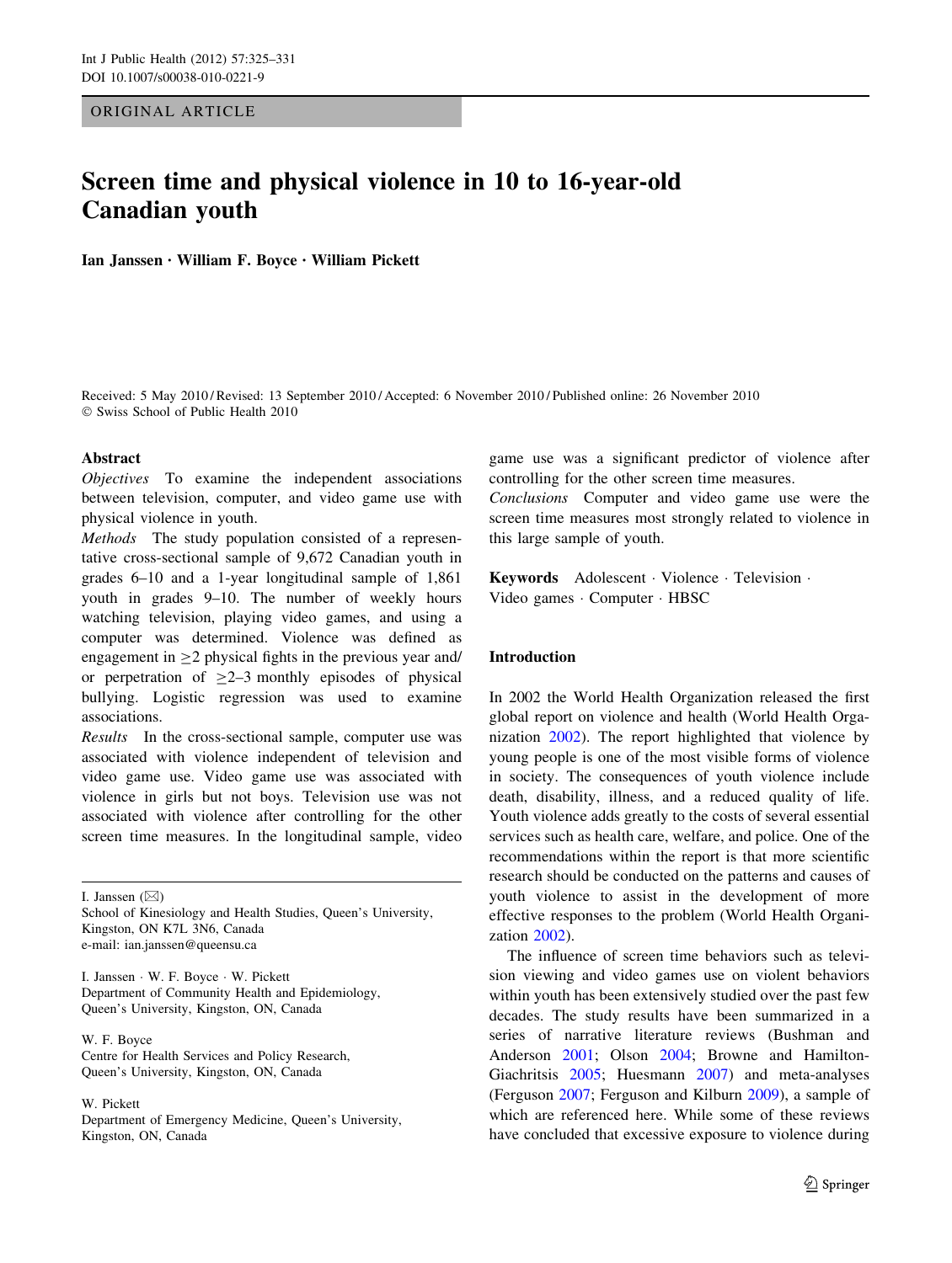ORIGINAL ARTICLE

# Screen time and physical violence in 10 to 16-year-old Canadian youth

**Ian Janssen · William F. Boyce · William Pickett**

Received: 5 May 2010 / Revised: 13 September 2010 / Accepted: 6 November 2010 / Published online: 26 November 2010
© Swiss School of Public Health 2010

## Abstract

*Objectives* To examine the independent associations between television, computer, and video game use with physical violence in youth.

*Methods* The study population consisted of a representative cross-sectional sample of 9,672 Canadian youth in grades 6–10 and a 1-year longitudinal sample of 1,861 youth in grades 9–10. The number of weekly hours watching television, playing video games, and using a computer was determined. Violence was defined as engagement in ≥2 physical fights in the previous year and/or perpetration of ≥2–3 monthly episodes of physical bullying. Logistic regression was used to examine associations.

*Results* In the cross-sectional sample, computer use was associated with violence independent of television and video game use. Video game use was associated with violence in girls but not boys. Television use was not associated with violence after controlling for the other screen time measures. In the longitudinal sample, video game use was a significant predictor of violence after controlling for the other screen time measures.

*Conclusions* Computer and video game use were the screen time measures most strongly related to violence in this large sample of youth.

**Keywords** Adolescent · Violence · Television · Video games · Computer · HBSC

I. Janssen (✉)
School of Kinesiology and Health Studies, Queen's University, Kingston, ON K7L 3N6, Canada
e-mail: ian.janssen@queensu.ca

I. Janssen · W. F. Boyce · W. Pickett
Department of Community Health and Epidemiology, Queen's University, Kingston, ON, Canada

W. F. Boyce
Centre for Health Services and Policy Research, Queen's University, Kingston, ON, Canada

W. Pickett
Department of Emergency Medicine, Queen's University, Kingston, ON, Canada

## Introduction

In 2002 the World Health Organization released the first global report on violence and health (World Health Organization 2002). The report highlighted that violence by young people is one of the most visible forms of violence in society. The consequences of youth violence include death, disability, illness, and a reduced quality of life. Youth violence adds greatly to the costs of several essential services such as health care, welfare, and police. One of the recommendations within the report is that more scientific research should be conducted on the patterns and causes of youth violence to assist in the development of more effective responses to the problem (World Health Organization 2002).

The influence of screen time behaviors such as television viewing and video games use on violent behaviors within youth has been extensively studied over the past few decades. The study results have been summarized in a series of narrative literature reviews (Bushman and Anderson 2001; Olson 2004; Browne and Hamilton-Giachritsis 2005; Huesmann 2007) and meta-analyses (Ferguson 2007; Ferguson and Kilburn 2009), a sample of which are referenced here. While some of these reviews have concluded that excessive exposure to violence during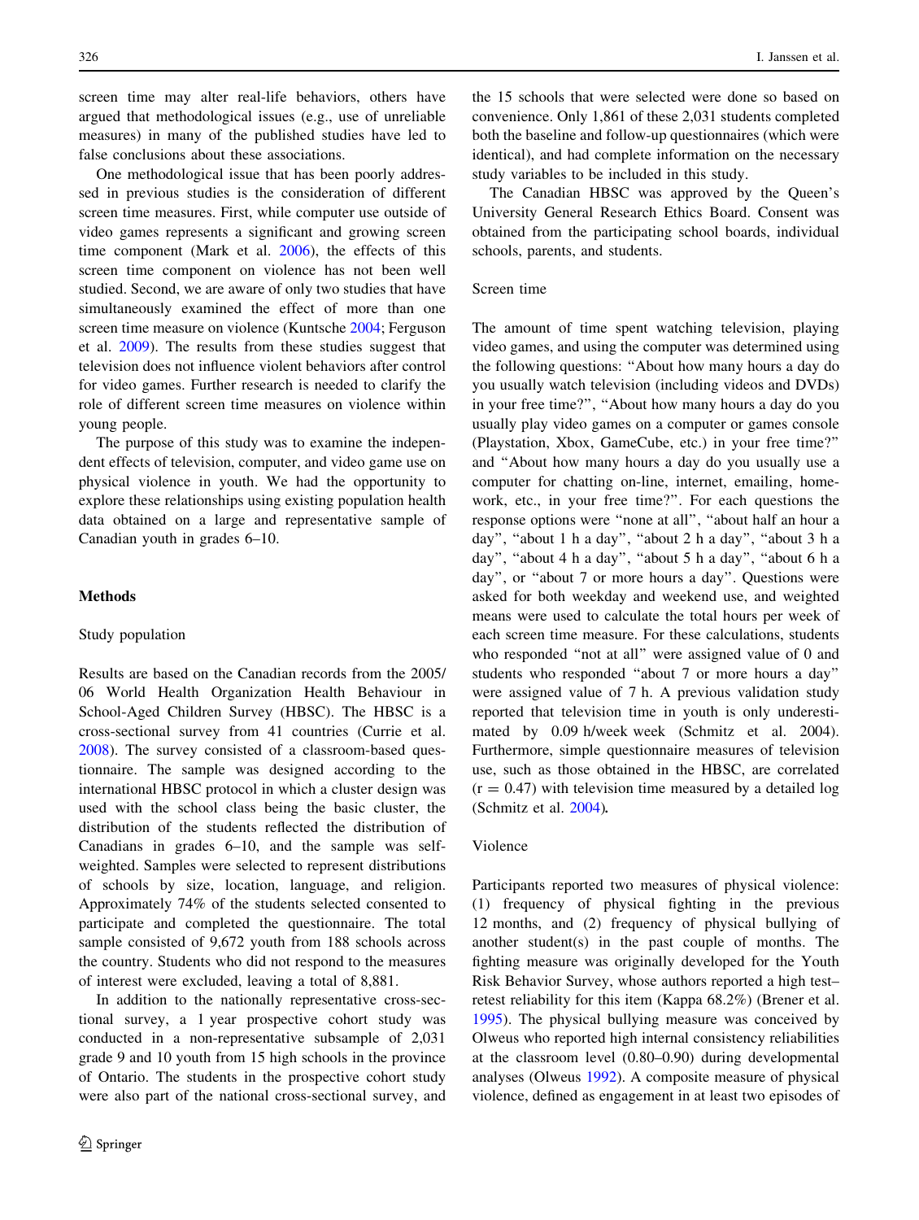screen time may alter real-life behaviors, others have argued that methodological issues (e.g., use of unreliable measures) in many of the published studies have led to false conclusions about these associations.

One methodological issue that has been poorly addressed in previous studies is the consideration of different screen time measures. First, while computer use outside of video games represents a significant and growing screen time component (Mark et al. 2006), the effects of this screen time component on violence has not been well studied. Second, we are aware of only two studies that have simultaneously examined the effect of more than one screen time measure on violence (Kuntsche 2004; Ferguson et al. 2009). The results from these studies suggest that television does not influence violent behaviors after control for video games. Further research is needed to clarify the role of different screen time measures on violence within young people.

The purpose of this study was to examine the independent effects of television, computer, and video game use on physical violence in youth. We had the opportunity to explore these relationships using existing population health data obtained on a large and representative sample of Canadian youth in grades 6–10.

## Methods

### Study population

Results are based on the Canadian records from the 2005/06 World Health Organization Health Behaviour in School-Aged Children Survey (HBSC). The HBSC is a cross-sectional survey from 41 countries (Currie et al. 2008). The survey consisted of a classroom-based questionnaire. The sample was designed according to the international HBSC protocol in which a cluster design was used with the school class being the basic cluster, the distribution of the students reflected the distribution of Canadians in grades 6–10, and the sample was self-weighted. Samples were selected to represent distributions of schools by size, location, language, and religion. Approximately 74% of the students selected consented to participate and completed the questionnaire. The total sample consisted of 9,672 youth from 188 schools across the country. Students who did not respond to the measures of interest were excluded, leaving a total of 8,881.

In addition to the nationally representative cross-sectional survey, a 1 year prospective cohort study was conducted in a non-representative subsample of 2,031 grade 9 and 10 youth from 15 high schools in the province of Ontario. The students in the prospective cohort study were also part of the national cross-sectional survey, and the 15 schools that were selected were done so based on convenience. Only 1,861 of these 2,031 students completed both the baseline and follow-up questionnaires (which were identical), and had complete information on the necessary study variables to be included in this study.

The Canadian HBSC was approved by the Queen's University General Research Ethics Board. Consent was obtained from the participating school boards, individual schools, parents, and students.

### Screen time

The amount of time spent watching television, playing video games, and using the computer was determined using the following questions: "About how many hours a day do you usually watch television (including videos and DVDs) in your free time?", "About how many hours a day do you usually play video games on a computer or games console (Playstation, Xbox, GameCube, etc.) in your free time?" and "About how many hours a day do you usually use a computer for chatting on-line, internet, emailing, homework, etc., in your free time?". For each questions the response options were "none at all", "about half an hour a day", "about 1 h a day", "about 2 h a day", "about 3 h a day", "about 4 h a day", "about 5 h a day", "about 6 h a day", or "about 7 or more hours a day". Questions were asked for both weekday and weekend use, and weighted means were used to calculate the total hours per week of each screen time measure. For these calculations, students who responded "not at all" were assigned value of 0 and students who responded "about 7 or more hours a day" were assigned value of 7 h. A previous validation study reported that television time in youth is only underestimated by 0.09 h/week week (Schmitz et al. 2004). Furthermore, simple questionnaire measures of television use, such as those obtained in the HBSC, are correlated ($r = 0.47$) with television time measured by a detailed log (Schmitz et al. 2004).

### Violence

Participants reported two measures of physical violence: (1) frequency of physical fighting in the previous 12 months, and (2) frequency of physical bullying of another student(s) in the past couple of months. The fighting measure was originally developed for the Youth Risk Behavior Survey, whose authors reported a high test–retest reliability for this item (Kappa 68.2%) (Brener et al. 1995). The physical bullying measure was conceived by Olweus who reported high internal consistency reliabilities at the classroom level (0.80–0.90) during developmental analyses (Olweus 1992). A composite measure of physical violence, defined as engagement in at least two episodes of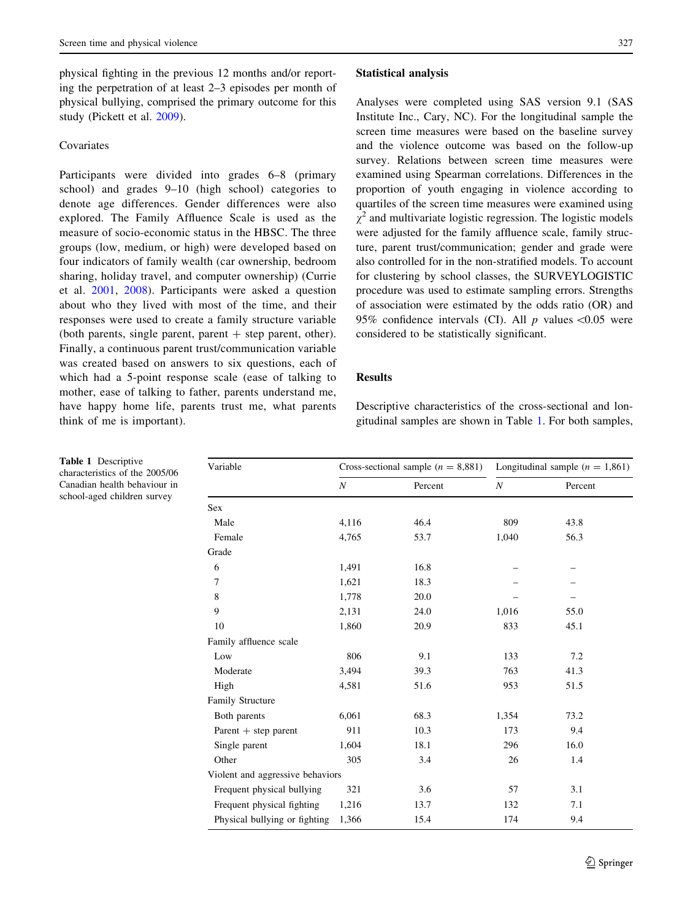physical fighting in the previous 12 months and/or reporting the perpetration of at least 2–3 episodes per month of physical bullying, comprised the primary outcome for this study (Pickett et al. 2009).

### Covariates

Participants were divided into grades 6–8 (primary school) and grades 9–10 (high school) categories to denote age differences. Gender differences were also explored. The Family Affluence Scale is used as the measure of socio-economic status in the HBSC. The three groups (low, medium, or high) were developed based on four indicators of family wealth (car ownership, bedroom sharing, holiday travel, and computer ownership) (Currie et al. 2001, 2008). Participants were asked a question about who they lived with most of the time, and their responses were used to create a family structure variable (both parents, single parent, parent + step parent, other). Finally, a continuous parent trust/communication variable was created based on answers to six questions, each of which had a 5-point response scale (ease of talking to mother, ease of talking to father, parents understand me, have happy home life, parents trust me, what parents think of me is important).

## Statistical analysis

Analyses were completed using SAS version 9.1 (SAS Institute Inc., Cary, NC). For the longitudinal sample the screen time measures were based on the baseline survey and the violence outcome was based on the follow-up survey. Relations between screen time measures were examined using Spearman correlations. Differences in the proportion of youth engaging in violence according to quartiles of the screen time measures were examined using $\chi^2$ and multivariate logistic regression. The logistic models were adjusted for the family affluence scale, family structure, parent trust/communication; gender and grade were also controlled for in the non-stratified models. To account for clustering by school classes, the SURVEYLOGISTIC procedure was used to estimate sampling errors. Strengths of association were estimated by the odds ratio (OR) and 95% confidence intervals (CI). All $p$ values <0.05 were considered to be statistically significant.

## Results

Descriptive characteristics of the cross-sectional and longitudinal samples are shown in Table 1. For both samples,

**Table 1** Descriptive characteristics of the 2005/06 Canadian health behaviour in school-aged children survey

| Variable | Cross-sectional sample ($n$ = 8,881) | | Longitudinal sample ($n$ = 1,861) | |
|---|---|---|---|---|
| | $N$ | Percent | $N$ | Percent |
| Sex | | | | |
| Male | 4,116 | 46.4 | 809 | 43.8 |
| Female | 4,765 | 53.7 | 1,040 | 56.3 |
| Grade | | | | |
| 6 | 1,491 | 16.8 | – | – |
| 7 | 1,621 | 18.3 | – | – |
| 8 | 1,778 | 20.0 | – | – |
| 9 | 2,131 | 24.0 | 1,016 | 55.0 |
| 10 | 1,860 | 20.9 | 833 | 45.1 |
| Family affluence scale | | | | |
| Low | 806 | 9.1 | 133 | 7.2 |
| Moderate | 3,494 | 39.3 | 763 | 41.3 |
| High | 4,581 | 51.6 | 953 | 51.5 |
| Family Structure | | | | |
| Both parents | 6,061 | 68.3 | 1,354 | 73.2 |
| Parent + step parent | 911 | 10.3 | 173 | 9.4 |
| Single parent | 1,604 | 18.1 | 296 | 16.0 |
| Other | 305 | 3.4 | 26 | 1.4 |
| Violent and aggressive behaviors | | | | |
| Frequent physical bullying | 321 | 3.6 | 57 | 3.1 |
| Frequent physical fighting | 1,216 | 13.7 | 132 | 7.1 |
| Physical bullying or fighting | 1,366 | 15.4 | 174 | 9.4 |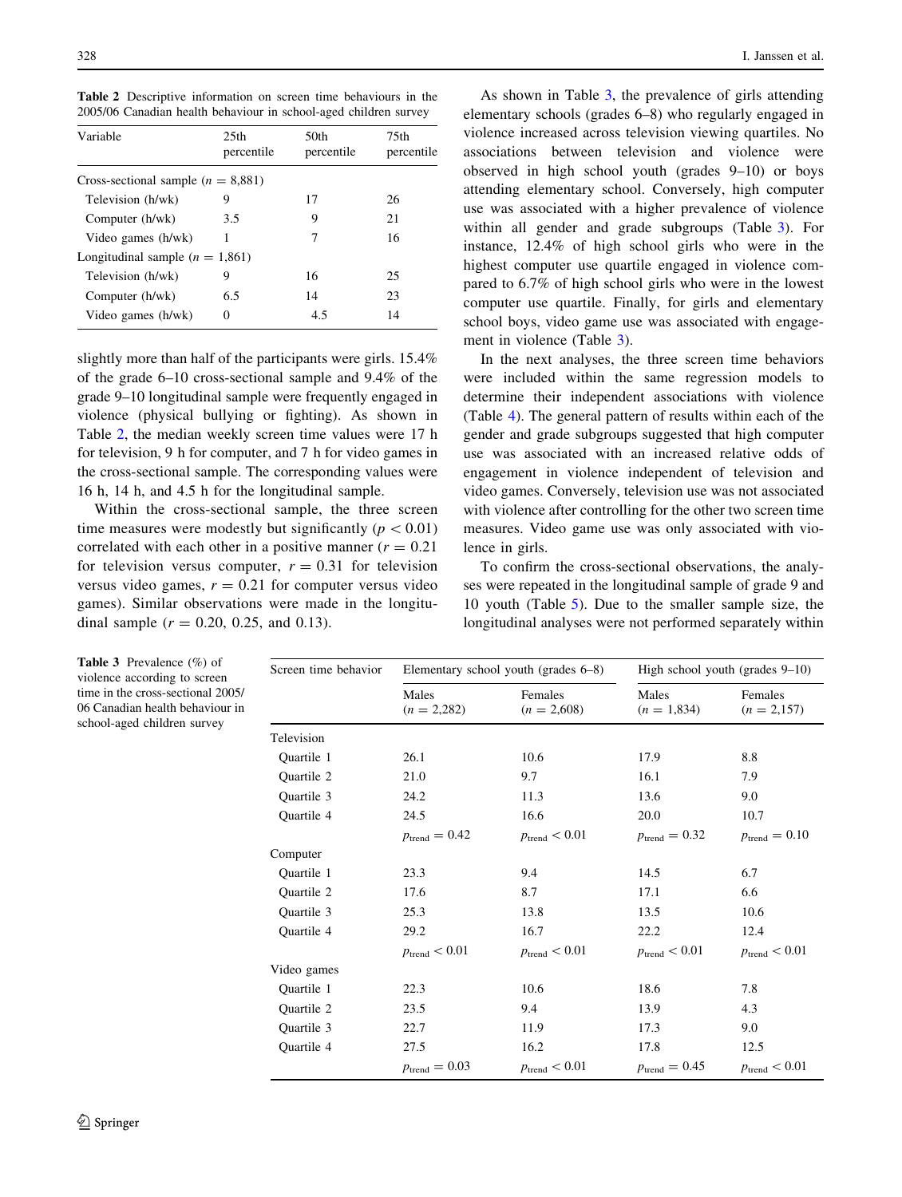**Table 2** Descriptive information on screen time behaviours in the 2005/06 Canadian health behaviour in school-aged children survey

| Variable | 25th percentile | 50th percentile | 75th percentile |
|---|---|---|---|
| Cross-sectional sample ($n = 8{,}881$) | | | |
| Television (h/wk) | 9 | 17 | 26 |
| Computer (h/wk) | 3.5 | 9 | 21 |
| Video games (h/wk) | 1 | 7 | 16 |
| Longitudinal sample ($n = 1{,}861$) | | | |
| Television (h/wk) | 9 | 16 | 25 |
| Computer (h/wk) | 6.5 | 14 | 23 |
| Video games (h/wk) | 0 | 4.5 | 14 |

slightly more than half of the participants were girls. 15.4% of the grade 6–10 cross-sectional sample and 9.4% of the grade 9–10 longitudinal sample were frequently engaged in violence (physical bullying or fighting). As shown in Table 2, the median weekly screen time values were 17 h for television, 9 h for computer, and 7 h for video games in the cross-sectional sample. The corresponding values were 16 h, 14 h, and 4.5 h for the longitudinal sample.

Within the cross-sectional sample, the three screen time measures were modestly but significantly ($p < 0.01$) correlated with each other in a positive manner ($r = 0.21$ for television versus computer, $r = 0.31$ for television versus video games, $r = 0.21$ for computer versus video games). Similar observations were made in the longitudinal sample ($r = 0.20$, 0.25, and 0.13).

As shown in Table 3, the prevalence of girls attending elementary schools (grades 6–8) who regularly engaged in violence increased across television viewing quartiles. No associations between television and violence were observed in high school youth (grades 9–10) or boys attending elementary school. Conversely, high computer use was associated with a higher prevalence of violence within all gender and grade subgroups (Table 3). For instance, 12.4% of high school girls who were in the highest computer use quartile engaged in violence compared to 6.7% of high school girls who were in the lowest computer use quartile. Finally, for girls and elementary school boys, video game use was associated with engagement in violence (Table 3).

In the next analyses, the three screen time behaviors were included within the same regression models to determine their independent associations with violence (Table 4). The general pattern of results within each of the gender and grade subgroups suggested that high computer use was associated with an increased relative odds of engagement in violence independent of television and video games. Conversely, television use was not associated with violence after controlling for the other two screen time measures. Video game use was only associated with violence in girls.

To confirm the cross-sectional observations, the analyses were repeated in the longitudinal sample of grade 9 and 10 youth (Table 5). Due to the smaller sample size, the longitudinal analyses were not performed separately within

**Table 3** Prevalence (%) of violence according to screen time in the cross-sectional 2005/06 Canadian health behaviour in school-aged children survey

| Screen time behavior | Elementary school youth (grades 6–8) | | High school youth (grades 9–10) | |
|---|---|---|---|---|
| | Males ($n = 2{,}282$) | Females ($n = 2{,}608$) | Males ($n = 1{,}834$) | Females ($n = 2{,}157$) |
| Television | | | | |
| Quartile 1 | 26.1 | 10.6 | 17.9 | 8.8 |
| Quartile 2 | 21.0 | 9.7 | 16.1 | 7.9 |
| Quartile 3 | 24.2 | 11.3 | 13.6 | 9.0 |
| Quartile 4 | 24.5 | 16.6 | 20.0 | 10.7 |
| | $p_{\text{trend}} = 0.42$ | $p_{\text{trend}} < 0.01$ | $p_{\text{trend}} = 0.32$ | $p_{\text{trend}} = 0.10$ |
| Computer | | | | |
| Quartile 1 | 23.3 | 9.4 | 14.5 | 6.7 |
| Quartile 2 | 17.6 | 8.7 | 17.1 | 6.6 |
| Quartile 3 | 25.3 | 13.8 | 13.5 | 10.6 |
| Quartile 4 | 29.2 | 16.7 | 22.2 | 12.4 |
| | $p_{\text{trend}} < 0.01$ | $p_{\text{trend}} < 0.01$ | $p_{\text{trend}} < 0.01$ | $p_{\text{trend}} < 0.01$ |
| Video games | | | | |
| Quartile 1 | 22.3 | 10.6 | 18.6 | 7.8 |
| Quartile 2 | 23.5 | 9.4 | 13.9 | 4.3 |
| Quartile 3 | 22.7 | 11.9 | 17.3 | 9.0 |
| Quartile 4 | 27.5 | 16.2 | 17.8 | 12.5 |
| | $p_{\text{trend}} = 0.03$ | $p_{\text{trend}} < 0.01$ | $p_{\text{trend}} = 0.45$ | $p_{\text{trend}} < 0.01$ |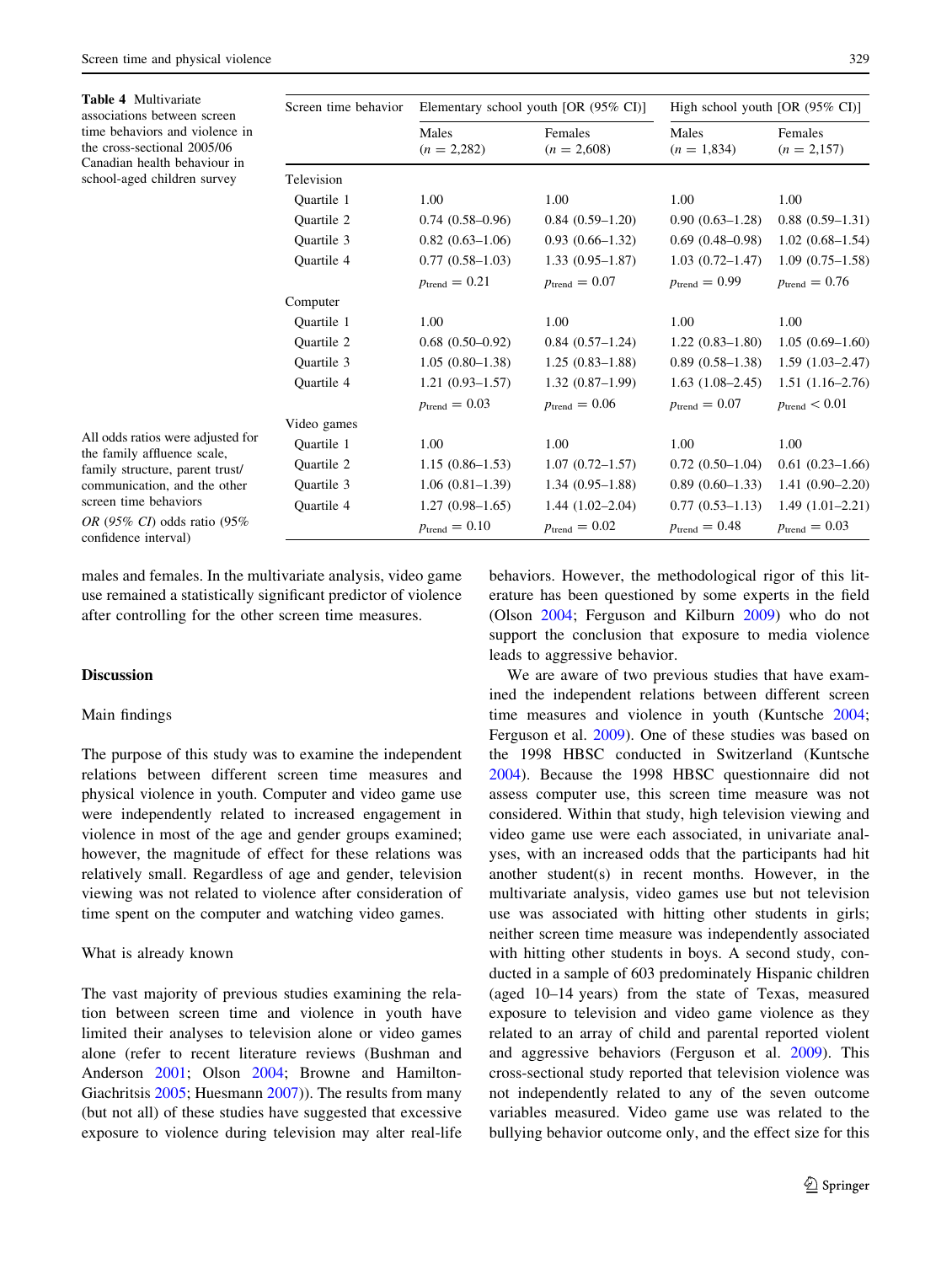**Table 4** Multivariate associations between screen time behaviors and violence in the cross-sectional 2005/06 Canadian health behaviour in school-aged children survey

| Screen time behavior | Elementary school youth [OR (95% CI)] | | High school youth [OR (95% CI)] | |
|---|---|---|---|---|
| | Males ($n = 2{,}282$) | Females ($n = 2{,}608$) | Males ($n = 1{,}834$) | Females ($n = 2{,}157$) |
| Television | | | | |
| Quartile 1 | 1.00 | 1.00 | 1.00 | 1.00 |
| Quartile 2 | 0.74 (0.58–0.96) | 0.84 (0.59–1.20) | 0.90 (0.63–1.28) | 0.88 (0.59–1.31) |
| Quartile 3 | 0.82 (0.63–1.06) | 0.93 (0.66–1.32) | 0.69 (0.48–0.98) | 1.02 (0.68–1.54) |
| Quartile 4 | 0.77 (0.58–1.03) | 1.33 (0.95–1.87) | 1.03 (0.72–1.47) | 1.09 (0.75–1.58) |
| | $p_{\text{trend}} = 0.21$ | $p_{\text{trend}} = 0.07$ | $p_{\text{trend}} = 0.99$ | $p_{\text{trend}} = 0.76$ |
| Computer | | | | |
| Quartile 1 | 1.00 | 1.00 | 1.00 | 1.00 |
| Quartile 2 | 0.68 (0.50–0.92) | 0.84 (0.57–1.24) | 1.22 (0.83–1.80) | 1.05 (0.69–1.60) |
| Quartile 3 | 1.05 (0.80–1.38) | 1.25 (0.83–1.88) | 0.89 (0.58–1.38) | 1.59 (1.03–2.47) |
| Quartile 4 | 1.21 (0.93–1.57) | 1.32 (0.87–1.99) | 1.63 (1.08–2.45) | 1.51 (1.16–2.76) |
| | $p_{\text{trend}} = 0.03$ | $p_{\text{trend}} = 0.06$ | $p_{\text{trend}} = 0.07$ | $p_{\text{trend}} < 0.01$ |
| Video games | | | | |
| Quartile 1 | 1.00 | 1.00 | 1.00 | 1.00 |
| Quartile 2 | 1.15 (0.86–1.53) | 1.07 (0.72–1.57) | 0.72 (0.50–1.04) | 0.61 (0.23–1.66) |
| Quartile 3 | 1.06 (0.81–1.39) | 1.34 (0.95–1.88) | 0.89 (0.60–1.33) | 1.41 (0.90–2.20) |
| Quartile 4 | 1.27 (0.98–1.65) | 1.44 (1.02–2.04) | 0.77 (0.53–1.13) | 1.49 (1.01–2.21) |
| | $p_{\text{trend}} = 0.10$ | $p_{\text{trend}} = 0.02$ | $p_{\text{trend}} = 0.48$ | $p_{\text{trend}} = 0.03$ |

All odds ratios were adjusted for the family affluence scale, family structure, parent trust/communication, and the other screen time behaviors

*OR (95% CI)* odds ratio (95% confidence interval)

males and females. In the multivariate analysis, video game use remained a statistically significant predictor of violence after controlling for the other screen time measures.

## Discussion

### Main findings

The purpose of this study was to examine the independent relations between different screen time measures and physical violence in youth. Computer and video game use were independently related to increased engagement in violence in most of the age and gender groups examined; however, the magnitude of effect for these relations was relatively small. Regardless of age and gender, television viewing was not related to violence after consideration of time spent on the computer and watching video games.

### What is already known

The vast majority of previous studies examining the relation between screen time and violence in youth have limited their analyses to television alone or video games alone (refer to recent literature reviews (Bushman and Anderson 2001; Olson 2004; Browne and Hamilton-Giachritsis 2005; Huesmann 2007)). The results from many (but not all) of these studies have suggested that excessive exposure to violence during television may alter real-life behaviors. However, the methodological rigor of this literature has been questioned by some experts in the field (Olson 2004; Ferguson and Kilburn 2009) who do not support the conclusion that exposure to media violence leads to aggressive behavior.

We are aware of two previous studies that have examined the independent relations between different screen time measures and violence in youth (Kuntsche 2004; Ferguson et al. 2009). One of these studies was based on the 1998 HBSC conducted in Switzerland (Kuntsche 2004). Because the 1998 HBSC questionnaire did not assess computer use, this screen time measure was not considered. Within that study, high television viewing and video game use were each associated, in univariate analyses, with an increased odds that the participants had hit another student(s) in recent months. However, in the multivariate analysis, video games use but not television use was associated with hitting other students in girls; neither screen time measure was independently associated with hitting other students in boys. A second study, conducted in a sample of 603 predominately Hispanic children (aged 10–14 years) from the state of Texas, measured exposure to television and video game violence as they related to an array of child and parental reported violent and aggressive behaviors (Ferguson et al. 2009). This cross-sectional study reported that television violence was not independently related to any of the seven outcome variables measured. Video game use was related to the bullying behavior outcome only, and the effect size for this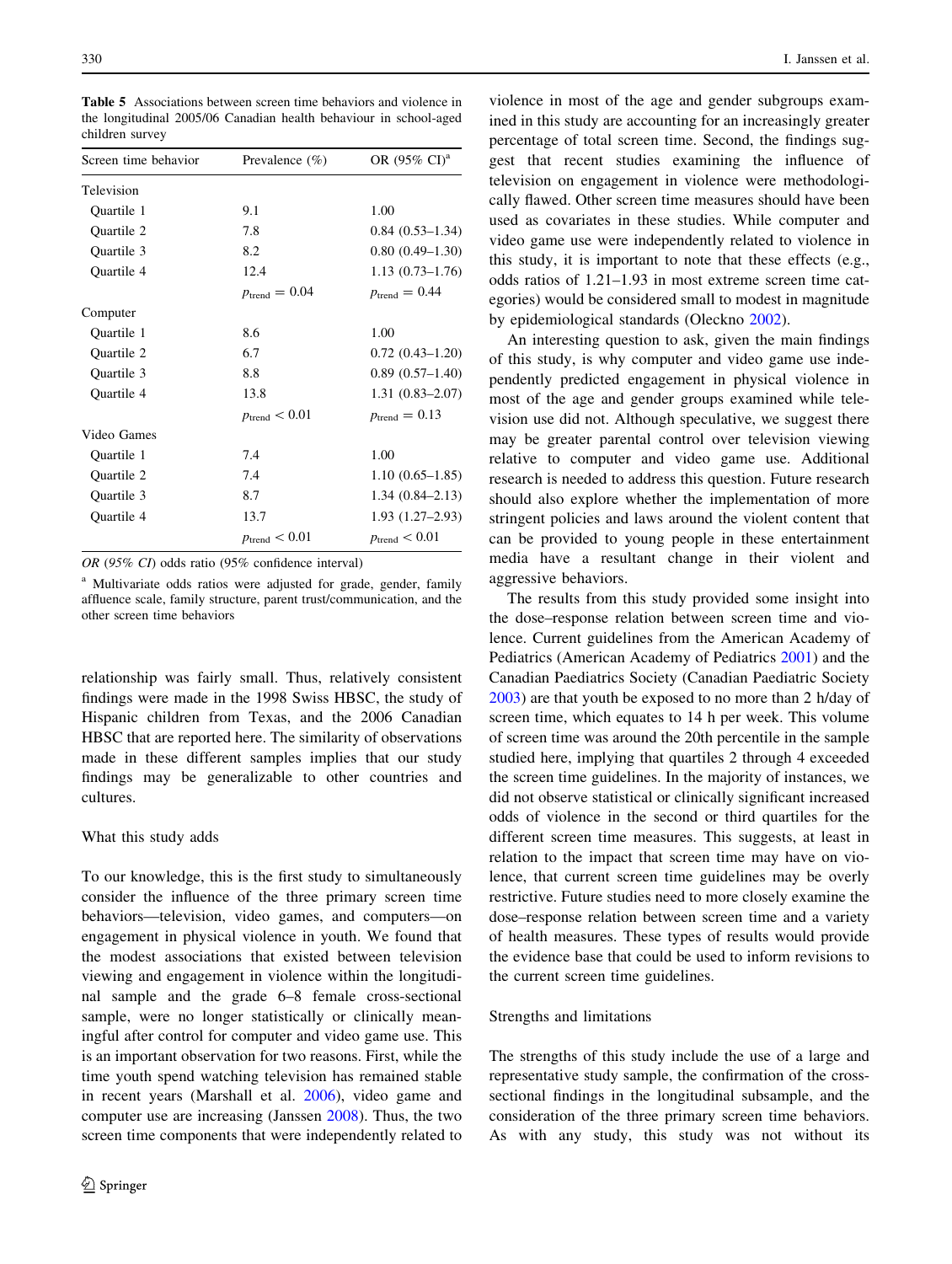**Table 5** Associations between screen time behaviors and violence in the longitudinal 2005/06 Canadian health behaviour in school-aged children survey

| Screen time behavior | Prevalence (%) | OR (95% CI)[a] |
|---|---|---|
| Television | | |
| Quartile 1 | 9.1 | 1.00 |
| Quartile 2 | 7.8 | 0.84 (0.53–1.34) |
| Quartile 3 | 8.2 | 0.80 (0.49–1.30) |
| Quartile 4 | 12.4 | 1.13 (0.73–1.76) |
| | $p_{\text{trend}} = 0.04$ | $p_{\text{trend}} = 0.44$ |
| Computer | | |
| Quartile 1 | 8.6 | 1.00 |
| Quartile 2 | 6.7 | 0.72 (0.43–1.20) |
| Quartile 3 | 8.8 | 0.89 (0.57–1.40) |
| Quartile 4 | 13.8 | 1.31 (0.83–2.07) |
| | $p_{\text{trend}} < 0.01$ | $p_{\text{trend}} = 0.13$ |
| Video Games | | |
| Quartile 1 | 7.4 | 1.00 |
| Quartile 2 | 7.4 | 1.10 (0.65–1.85) |
| Quartile 3 | 8.7 | 1.34 (0.84–2.13) |
| Quartile 4 | 13.7 | 1.93 (1.27–2.93) |
| | $p_{\text{trend}} < 0.01$ | $p_{\text{trend}} < 0.01$ |

*OR (95% CI)* odds ratio (95% confidence interval)

[a] Multivariate odds ratios were adjusted for grade, gender, family affluence scale, family structure, parent trust/communication, and the other screen time behaviors

relationship was fairly small. Thus, relatively consistent findings were made in the 1998 Swiss HBSC, the study of Hispanic children from Texas, and the 2006 Canadian HBSC that are reported here. The similarity of observations made in these different samples implies that our study findings may be generalizable to other countries and cultures.

### What this study adds

To our knowledge, this is the first study to simultaneously consider the influence of the three primary screen time behaviors—television, video games, and computers—on engagement in physical violence in youth. We found that the modest associations that existed between television viewing and engagement in violence within the longitudinal sample and the grade 6–8 female cross-sectional sample, were no longer statistically or clinically meaningful after control for computer and video game use. This is an important observation for two reasons. First, while the time youth spend watching television has remained stable in recent years (Marshall et al. 2006), video game and computer use are increasing (Janssen 2008). Thus, the two screen time components that were independently related to violence in most of the age and gender subgroups examined in this study are accounting for an increasingly greater percentage of total screen time. Second, the findings suggest that recent studies examining the influence of television on engagement in violence were methodologically flawed. Other screen time measures should have been used as covariates in these studies. While computer and video game use were independently related to violence in this study, it is important to note that these effects (e.g., odds ratios of 1.21–1.93 in most extreme screen time categories) would be considered small to modest in magnitude by epidemiological standards (Oleckno 2002).

An interesting question to ask, given the main findings of this study, is why computer and video game use independently predicted engagement in physical violence in most of the age and gender groups examined while television use did not. Although speculative, we suggest there may be greater parental control over television viewing relative to computer and video game use. Additional research is needed to address this question. Future research should also explore whether the implementation of more stringent policies and laws around the violent content that can be provided to young people in these entertainment media have a resultant change in their violent and aggressive behaviors.

The results from this study provided some insight into the dose–response relation between screen time and violence. Current guidelines from the American Academy of Pediatrics (American Academy of Pediatrics 2001) and the Canadian Paediatrics Society (Canadian Paediatric Society 2003) are that youth be exposed to no more than 2 h/day of screen time, which equates to 14 h per week. This volume of screen time was around the 20th percentile in the sample studied here, implying that quartiles 2 through 4 exceeded the screen time guidelines. In the majority of instances, we did not observe statistical or clinically significant increased odds of violence in the second or third quartiles for the different screen time measures. This suggests, at least in relation to the impact that screen time may have on violence, that current screen time guidelines may be overly restrictive. Future studies need to more closely examine the dose–response relation between screen time and a variety of health measures. These types of results would provide the evidence base that could be used to inform revisions to the current screen time guidelines.

### Strengths and limitations

The strengths of this study include the use of a large and representative study sample, the confirmation of the cross-sectional findings in the longitudinal subsample, and the consideration of the three primary screen time behaviors. As with any study, this study was not without its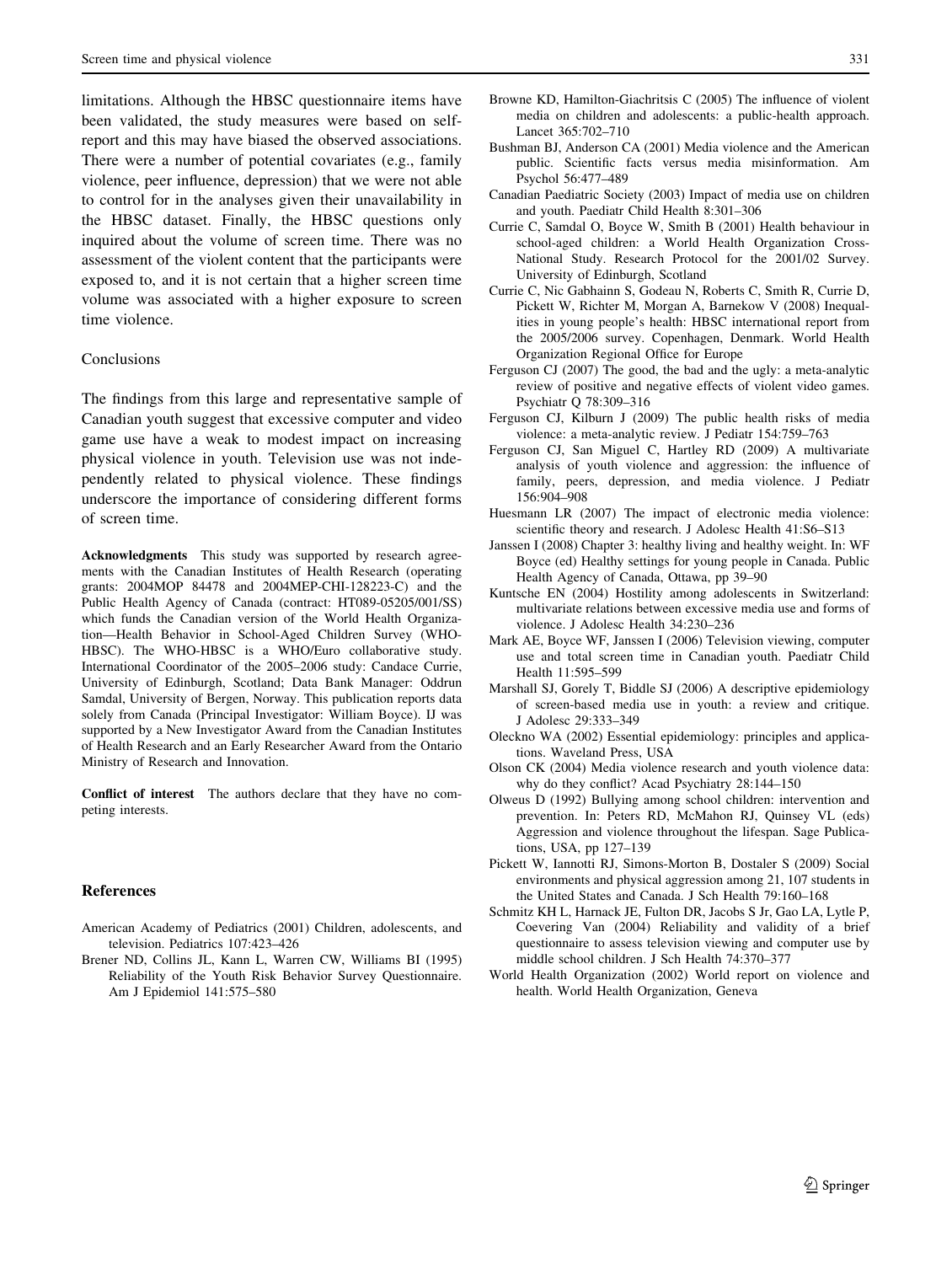limitations. Although the HBSC questionnaire items have been validated, the study measures were based on self-report and this may have biased the observed associations. There were a number of potential covariates (e.g., family violence, peer influence, depression) that we were not able to control for in the analyses given their unavailability in the HBSC dataset. Finally, the HBSC questions only inquired about the volume of screen time. There was no assessment of the violent content that the participants were exposed to, and it is not certain that a higher screen time volume was associated with a higher exposure to screen time violence.

## Conclusions

The findings from this large and representative sample of Canadian youth suggest that excessive computer and video game use have a weak to modest impact on increasing physical violence in youth. Television use was not independently related to physical violence. These findings underscore the importance of considering different forms of screen time.

**Acknowledgments** This study was supported by research agreements with the Canadian Institutes of Health Research (operating grants: 2004MOP 84478 and 2004MEP-CHI-128223-C) and the Public Health Agency of Canada (contract: HT089-05205/001/SS) which funds the Canadian version of the World Health Organization—Health Behavior in School-Aged Children Survey (WHO-HBSC). The WHO-HBSC is a WHO/Euro collaborative study. International Coordinator of the 2005–2006 study: Candace Currie, University of Edinburgh, Scotland; Data Bank Manager: Oddrun Samdal, University of Bergen, Norway. This publication reports data solely from Canada (Principal Investigator: William Boyce). IJ was supported by a New Investigator Award from the Canadian Institutes of Health Research and an Early Researcher Award from the Ontario Ministry of Research and Innovation.

**Conflict of interest** The authors declare that they have no competing interests.

## References

American Academy of Pediatrics (2001) Children, adolescents, and television. Pediatrics 107:423–426

Brener ND, Collins JL, Kann L, Warren CW, Williams BI (1995) Reliability of the Youth Risk Behavior Survey Questionnaire. Am J Epidemiol 141:575–580

Browne KD, Hamilton-Giachritsis C (2005) The influence of violent media on children and adolescents: a public-health approach. Lancet 365:702–710

Bushman BJ, Anderson CA (2001) Media violence and the American public. Scientific facts versus media misinformation. Am Psychol 56:477–489

Canadian Paediatric Society (2003) Impact of media use on children and youth. Paediatr Child Health 8:301–306

Currie C, Samdal O, Boyce W, Smith B (2001) Health behaviour in school-aged children: a World Health Organization Cross-National Study. Research Protocol for the 2001/02 Survey. University of Edinburgh, Scotland

Currie C, Nic Gabhainn S, Godeau N, Roberts C, Smith R, Currie D, Pickett W, Richter M, Morgan A, Barnekow V (2008) Inequalities in young people's health: HBSC international report from the 2005/2006 survey. Copenhagen, Denmark. World Health Organization Regional Office for Europe

Ferguson CJ (2007) The good, the bad and the ugly: a meta-analytic review of positive and negative effects of violent video games. Psychiatr Q 78:309–316

Ferguson CJ, Kilburn J (2009) The public health risks of media violence: a meta-analytic review. J Pediatr 154:759–763

Ferguson CJ, San Miguel C, Hartley RD (2009) A multivariate analysis of youth violence and aggression: the influence of family, peers, depression, and media violence. J Pediatr 156:904–908

Huesmann LR (2007) The impact of electronic media violence: scientific theory and research. J Adolesc Health 41:S6–S13

Janssen I (2008) Chapter 3: healthy living and healthy weight. In: WF Boyce (ed) Healthy settings for young people in Canada. Public Health Agency of Canada, Ottawa, pp 39–90

Kuntsche EN (2004) Hostility among adolescents in Switzerland: multivariate relations between excessive media use and forms of violence. J Adolesc Health 34:230–236

Mark AE, Boyce WF, Janssen I (2006) Television viewing, computer use and total screen time in Canadian youth. Paediatr Child Health 11:595–599

Marshall SJ, Gorely T, Biddle SJ (2006) A descriptive epidemiology of screen-based media use in youth: a review and critique. J Adolesc 29:333–349

Oleckno WA (2002) Essential epidemiology: principles and applications. Waveland Press, USA

Olson CK (2004) Media violence research and youth violence data: why do they conflict? Acad Psychiatry 28:144–150

Olweus D (1992) Bullying among school children: intervention and prevention. In: Peters RD, McMahon RJ, Quinsey VL (eds) Aggression and violence throughout the lifespan. Sage Publications, USA, pp 127–139

Pickett W, Iannotti RJ, Simons-Morton B, Dostaler S (2009) Social environments and physical aggression among 21, 107 students in the United States and Canada. J Sch Health 79:160–168

Schmitz KH L, Harnack JE, Fulton DR, Jacobs S Jr, Gao LA, Lytle P, Coevering Van (2004) Reliability and validity of a brief questionnaire to assess television viewing and computer use by middle school children. J Sch Health 74:370–377

World Health Organization (2002) World report on violence and health. World Health Organization, Geneva